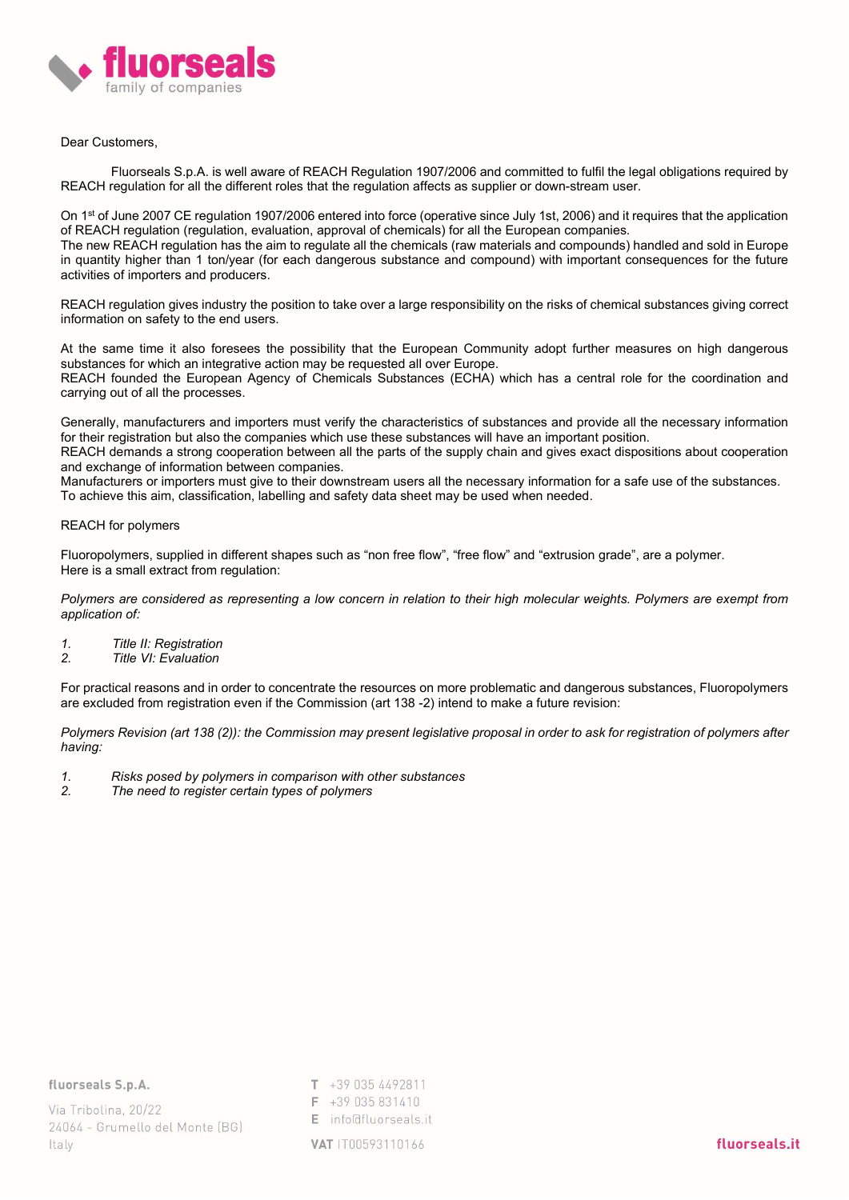Dear Customers,

Fluorseals S.p.A. is well aware of REACH Regulation 1907/2006 and committed to fulfil the legal obligations required by REACH regulation for all the different roles that the regulation affects as supplier or down-stream user.

On 1st of June 2007 CE regulation 1907/2006 entered into force (operative since July 1st, 2006) and it requires that the application of REACH regulation (regulation, evaluation, approval of chemicals) for all the European companies.
The new REACH regulation has the aim to regulate all the chemicals (raw materials and compounds) handled and sold in Europe in quantity higher than 1 ton/year (for each dangerous substance and compound) with important consequences for the future activities of importers and producers.

REACH regulation gives industry the position to take over a large responsibility on the risks of chemical substances giving correct information on safety to the end users.

At the same time it also foresees the possibility that the European Community adopt further measures on high dangerous substances for which an integrative action may be requested all over Europe.
REACH founded the European Agency of Chemicals Substances (ECHA) which has a central role for the coordination and carrying out of all the processes.

Generally, manufacturers and importers must verify the characteristics of substances and provide all the necessary information for their registration but also the companies which use these substances will have an important position.
REACH demands a strong cooperation between all the parts of the supply chain and gives exact dispositions about cooperation and exchange of information between companies.
Manufacturers or importers must give to their downstream users all the necessary information for a safe use of the substances. To achieve this aim, classification, labelling and safety data sheet may be used when needed.

REACH for polymers

Fluoropolymers, supplied in different shapes such as “non free flow”, “free flow” and “extrusion grade”, are a polymer.
Here is a small extract from regulation:

*Polymers are considered as representing a low concern in relation to their high molecular weights. Polymers are exempt from application of:*

1. *Title II: Registration*
2. *Title VI: Evaluation*

For practical reasons and in order to concentrate the resources on more problematic and dangerous substances, Fluoropolymers are excluded from registration even if the Commission (art 138 -2) intend to make a future revision:

*Polymers Revision (art 138 (2)): the Commission may present legislative proposal in order to ask for registration of polymers after having:*

1. *Risks posed by polymers in comparison with other substances*
2. *The need to register certain types of polymers*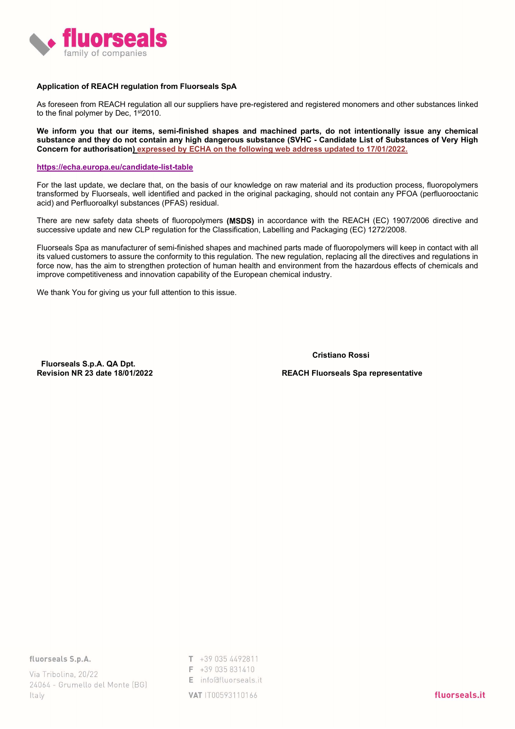**Application of REACH regulation from Fluorseals SpA**

As foreseen from REACH regulation all our suppliers have pre-registered and registered monomers and other substances linked to the final polymer by Dec, 1st2010.

**We inform you that our items, semi-finished shapes and machined parts, do not intentionally issue any chemical substance and they do not contain any high dangerous substance (SVHC - Candidate List of Substances of Very High Concern for authorisation) expressed by ECHA on the following web address updated to 17/01/2022.**

**https://echa.europa.eu/candidate-list-table**

For the last update, we declare that, on the basis of our knowledge on raw material and its production process, fluoropolymers transformed by Fluorseals, well identified and packed in the original packaging, should not contain any PFOA (perfluorooctanic acid) and Perfluoroalkyl substances (PFAS) residual.

There are new safety data sheets of fluoropolymers **(MSDS)** in accordance with the REACH (EC) 1907/2006 directive and successive update and new CLP regulation for the Classification, Labelling and Packaging (EC) 1272/2008.

Fluorseals Spa as manufacturer of semi-finished shapes and machined parts made of fluoropolymers will keep in contact with all its valued customers to assure the conformity to this regulation. The new regulation, replacing all the directives and regulations in force now, has the aim to strengthen protection of human health and environment from the hazardous effects of chemicals and improve competitiveness and innovation capability of the European chemical industry.

We thank You for giving us your full attention to this issue.

**Cristiano Rossi**

**Fluorseals S.p.A. QA Dpt.**
**Revision NR 23 date 18/01/2022**

**REACH Fluorseals Spa representative**

fluorseals S.p.A.
Via Tribolina, 20/22
24064 - Grumello del Monte (BG)
Italy

T +39 035 4492811
F +39 035 831410
E info@fluorseals.it
VAT IT00593110166

fluorseals.it